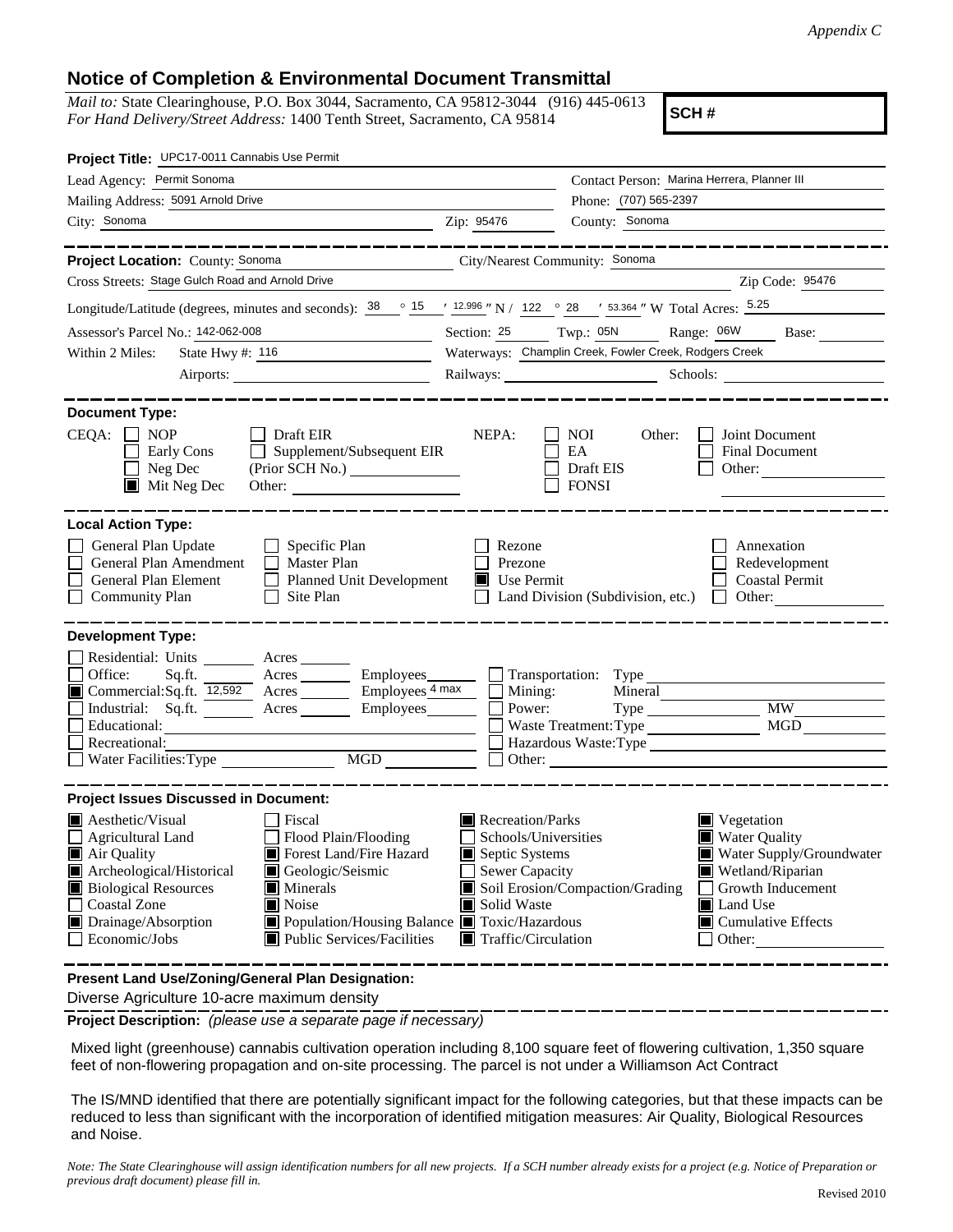*Appendix C*

## Notice of Completion & Environmental Document Transmittal

*Mail to:* State Clearinghouse, P.O. Box 3044, Sacramento, CA 95812-3044 (916) 445-0613
*For Hand Delivery/Street Address:* 1400 Tenth Street, Sacramento, CA 95814

**SCH #**

**Project Title:** UPC17-0011 Cannabis Use Permit

Lead Agency: Permit Sonoma
Contact Person: Marina Herrera, Planner III
Mailing Address: 5091 Arnold Drive
Phone: (707) 565-2397
City: Sonoma Zip: 95476 County: Sonoma

---

**Project Location:** County: Sonoma City/Nearest Community: Sonoma
Cross Streets: Stage Gulch Road and Arnold Drive Zip Code: 95476
Longitude/Latitude (degrees, minutes and seconds): 38 ° 15 ′ 12.996 ″ N / 122 ° 28 ′ 53.364 ″ W Total Acres: 5.25
Assessor's Parcel No.: 142-062-008 Section: 25 Twp.: 05N Range: 06W Base:
Within 2 Miles: State Hwy #: 116 Waterways: Champlin Creek, Fowler Creek, Rodgers Creek
Airports: Railways: Schools:

---

**Document Type:**

CEQA: ☐ NOP ☐ Draft EIR ☐ Early Cons ☐ Supplement/Subsequent EIR (Prior SCH No.) ☐ Neg Dec ☒ Mit Neg Dec Other:

NEPA: ☐ NOI ☐ EA ☐ Draft EIS ☐ FONSI

Other: ☐ Joint Document ☐ Final Document ☐ Other:

---

**Local Action Type:**

☐ General Plan Update ☐ Specific Plan ☐ Rezone ☐ Annexation
☐ General Plan Amendment ☐ Master Plan ☐ Prezone ☐ Redevelopment
☐ General Plan Element ☐ Planned Unit Development ☒ Use Permit ☐ Coastal Permit
☐ Community Plan ☐ Site Plan ☐ Land Division (Subdivision, etc.) ☐ Other:

---

**Development Type:**

☐ Residential: Units Acres
☐ Office: Sq.ft. Acres Employees
☒ Commercial: Sq.ft. 12,592 Acres Employees 4 max
☐ Industrial: Sq.ft. Acres Employees
☐ Educational:
☐ Recreational:
☐ Water Facilities: Type MGD
☐ Transportation: Type
☐ Mining: Mineral
☐ Power: Type MW
☐ Waste Treatment: Type MGD
☐ Hazardous Waste: Type
☐ Other:

---

**Project Issues Discussed in Document:**

☒ Aesthetic/Visual ☐ Fiscal ☒ Recreation/Parks ☒ Vegetation
☐ Agricultural Land ☐ Flood Plain/Flooding ☐ Schools/Universities ☒ Water Quality
☒ Air Quality ☒ Forest Land/Fire Hazard ☒ Septic Systems ☒ Water Supply/Groundwater
☒ Archeological/Historical ☒ Geologic/Seismic ☐ Sewer Capacity ☒ Wetland/Riparian
☒ Biological Resources ☒ Minerals ☒ Soil Erosion/Compaction/Grading ☐ Growth Inducement
☐ Coastal Zone ☒ Noise ☒ Solid Waste ☒ Land Use
☒ Drainage/Absorption ☒ Population/Housing Balance ☒ Toxic/Hazardous ☒ Cumulative Effects
☐ Economic/Jobs ☒ Public Services/Facilities ☒ Traffic/Circulation ☐ Other:

---

**Present Land Use/Zoning/General Plan Designation:**

Diverse Agriculture 10-acre maximum density

**Project Description:** *(please use a separate page if necessary)*

Mixed light (greenhouse) cannabis cultivation operation including 8,100 square feet of flowering cultivation, 1,350 square feet of non-flowering propagation and on-site processing. The parcel is not under a Williamson Act Contract

The IS/MND identified that there are potentially significant impact for the following categories, but that these impacts can be reduced to less than significant with the incorporation of identified mitigation measures: Air Quality, Biological Resources and Noise.

*Note: The State Clearinghouse will assign identification numbers for all new projects. If a SCH number already exists for a project (e.g. Notice of Preparation or previous draft document) please fill in.*

Revised 2010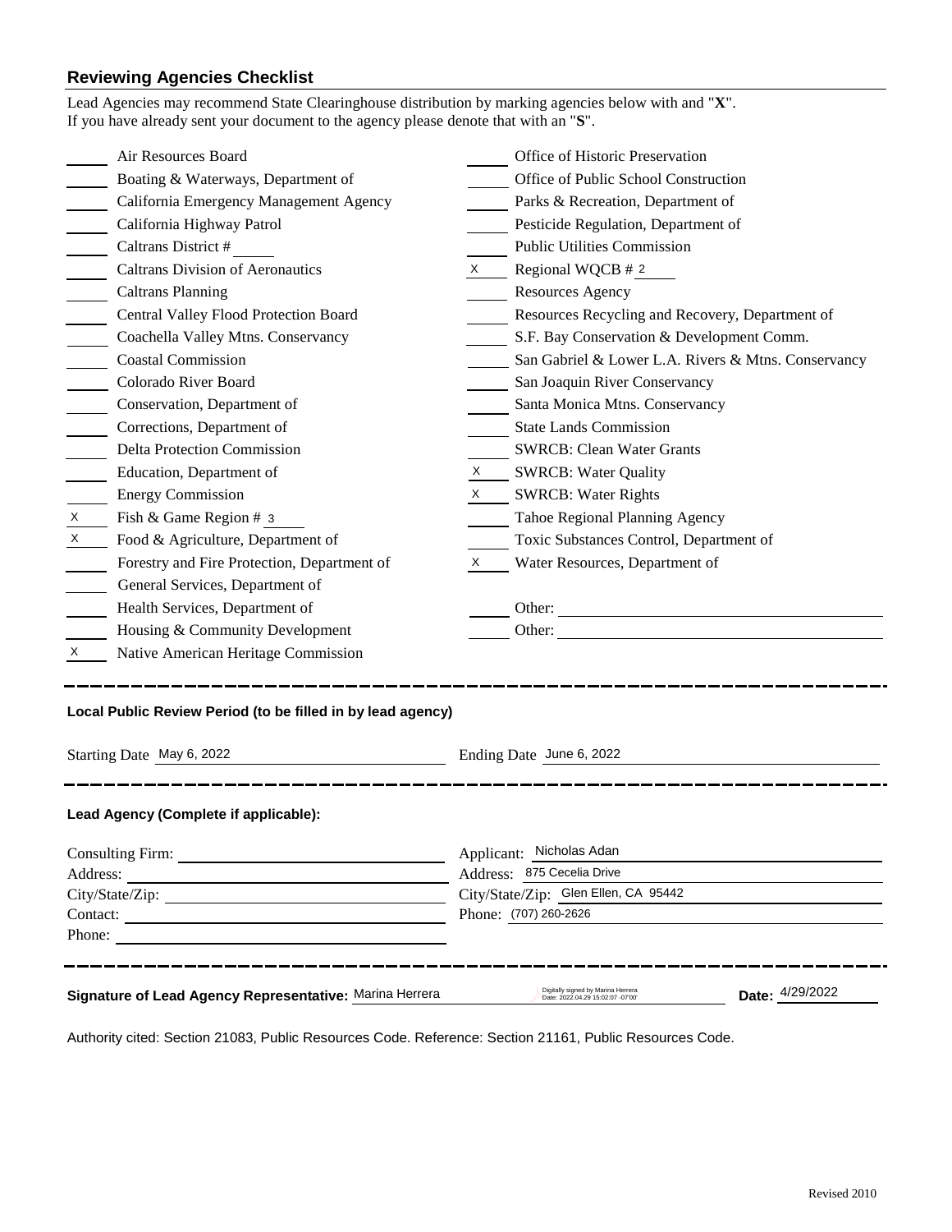## Reviewing Agencies Checklist

Lead Agencies may recommend State Clearinghouse distribution by marking agencies below with and "**X**".
If you have already sent your document to the agency please denote that with an "**S**".

| | | | |
|---|---|---|---|
| | Air Resources Board | | Office of Historic Preservation |
| | Boating & Waterways, Department of | | Office of Public School Construction |
| | California Emergency Management Agency | | Parks & Recreation, Department of |
| | California Highway Patrol | | Pesticide Regulation, Department of |
| | Caltrans District # | | Public Utilities Commission |
| | Caltrans Division of Aeronautics | X | Regional WQCB # 2 |
| | Caltrans Planning | | Resources Agency |
| | Central Valley Flood Protection Board | | Resources Recycling and Recovery, Department of |
| | Coachella Valley Mtns. Conservancy | | S.F. Bay Conservation & Development Comm. |
| | Coastal Commission | | San Gabriel & Lower L.A. Rivers & Mtns. Conservancy |
| | Colorado River Board | | San Joaquin River Conservancy |
| | Conservation, Department of | | Santa Monica Mtns. Conservancy |
| | Corrections, Department of | | State Lands Commission |
| | Delta Protection Commission | | SWRCB: Clean Water Grants |
| | Education, Department of | X | SWRCB: Water Quality |
| | Energy Commission | X | SWRCB: Water Rights |
| X | Fish & Game Region # 3 | | Tahoe Regional Planning Agency |
| X | Food & Agriculture, Department of | | Toxic Substances Control, Department of |
| | Forestry and Fire Protection, Department of | X | Water Resources, Department of |
| | General Services, Department of | | |
| | Health Services, Department of | | Other: |
| | Housing & Community Development | | Other: |
| X | Native American Heritage Commission | | |

### Local Public Review Period (to be filled in by lead agency)

Starting Date May 6, 2022 Ending Date June 6, 2022

### Lead Agency (Complete if applicable):

| | |
|---|---|
| Consulting Firm: | Applicant: Nicholas Adan |
| Address: | Address: 875 Cecelia Drive |
| City/State/Zip: | City/State/Zip: Glen Ellen, CA 95442 |
| Contact: | Phone: (707) 260-2626 |
| Phone: | |

**Signature of Lead Agency Representative:** Marina Herrera Digitally signed by Marina Herrera Date: 2022.04.29 15:02:07 -07'00' **Date:** 4/29/2022

Authority cited: Section 21083, Public Resources Code. Reference: Section 21161, Public Resources Code.

Revised 2010